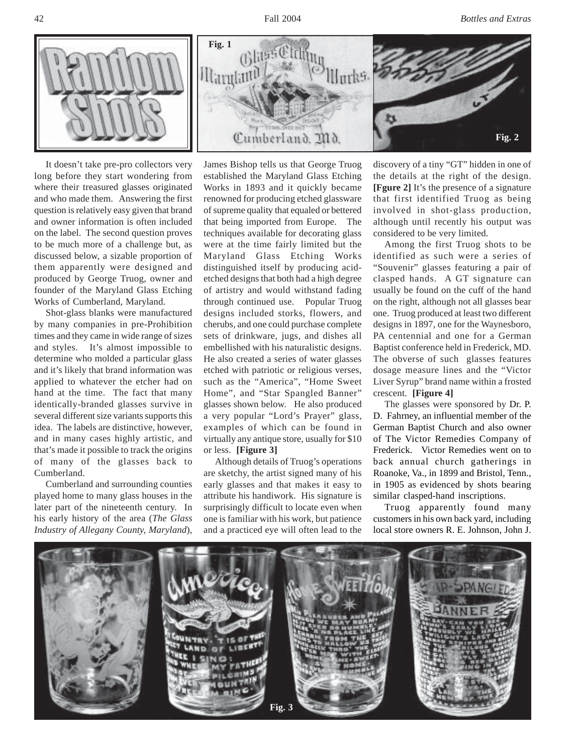# Random Shots

Fig. 1

Fig. 2

It doesn't take pre-pro collectors very long before they start wondering from where their treasured glasses originated and who made them. Answering the first question is relatively easy given that brand and owner information is often included on the label. The second question proves to be much more of a challenge but, as discussed below, a sizable proportion of them apparently were designed and produced by George Truog, owner and founder of the Maryland Glass Etching Works of Cumberland, Maryland.

Shot-glass blanks were manufactured by many companies in pre-Prohibition times and they came in wide range of sizes and styles. It's almost impossible to determine who molded a particular glass and it's likely that brand information was applied to whatever the etcher had on hand at the time. The fact that many identically-branded glasses survive in several different size variants supports this idea. The labels are distinctive, however, and in many cases highly artistic, and that's made it possible to track the origins of many of the glasses back to Cumberland.

Cumberland and surrounding counties played home to many glass houses in the later part of the nineteenth century. In his early history of the area (*The Glass Industry of Allegany County, Maryland*), James Bishop tells us that George Truog established the Maryland Glass Etching Works in 1893 and it quickly became renowned for producing etched glassware of supreme quality that equaled or bettered that being imported from Europe. The techniques available for decorating glass were at the time fairly limited but the Maryland Glass Etching Works distinguished itself by producing acid-etched designs that both had a high degree of artistry and would withstand fading through continued use. Popular Truog designs included storks, flowers, and cherubs, and one could purchase complete sets of drinkware, jugs, and dishes all embellished with his naturalistic designs. He also created a series of water glasses etched with patriotic or religious verses, such as the "America", "Home Sweet Home", and "Star Spangled Banner" glasses shown below. He also produced a very popular "Lord's Prayer" glass, examples of which can be found in virtually any antique store, usually for $10 or less. **[Figure 3]**

Although details of Truog's operations are sketchy, the artist signed many of his early glasses and that makes it easy to attribute his handiwork. His signature is surprisingly difficult to locate even when one is familiar with his work, but patience and a practiced eye will often lead to the discovery of a tiny "GT" hidden in one of the details at the right of the design. **[Fgure 2]** It's the presence of a signature that first identified Truog as being involved in shot-glass production, although until recently his output was considered to be very limited.

Among the first Truog shots to be identified as such were a series of "Souvenir" glasses featuring a pair of clasped hands. A GT signature can usually be found on the cuff of the hand on the right, although not all glasses bear one. Truog produced at least two different designs in 1897, one for the Waynesboro, PA centennial and one for a German Baptist conference held in Frederick, MD. The obverse of such glasses features dosage measure lines and the "Victor Liver Syrup" brand name within a frosted crescent. **[Figure 4]**

The glasses were sponsored by Dr. P. D. Fahrney, an influential member of the German Baptist Church and also owner of The Victor Remedies Company of Frederick. Victor Remedies went on to back annual church gatherings in Roanoke, Va., in 1899 and Bristol, Tenn., in 1905 as evidenced by shots bearing similar clasped-hand inscriptions.

Truog apparently found many customers in his own back yard, including local store owners R. E. Johnson, John J.

Fig. 3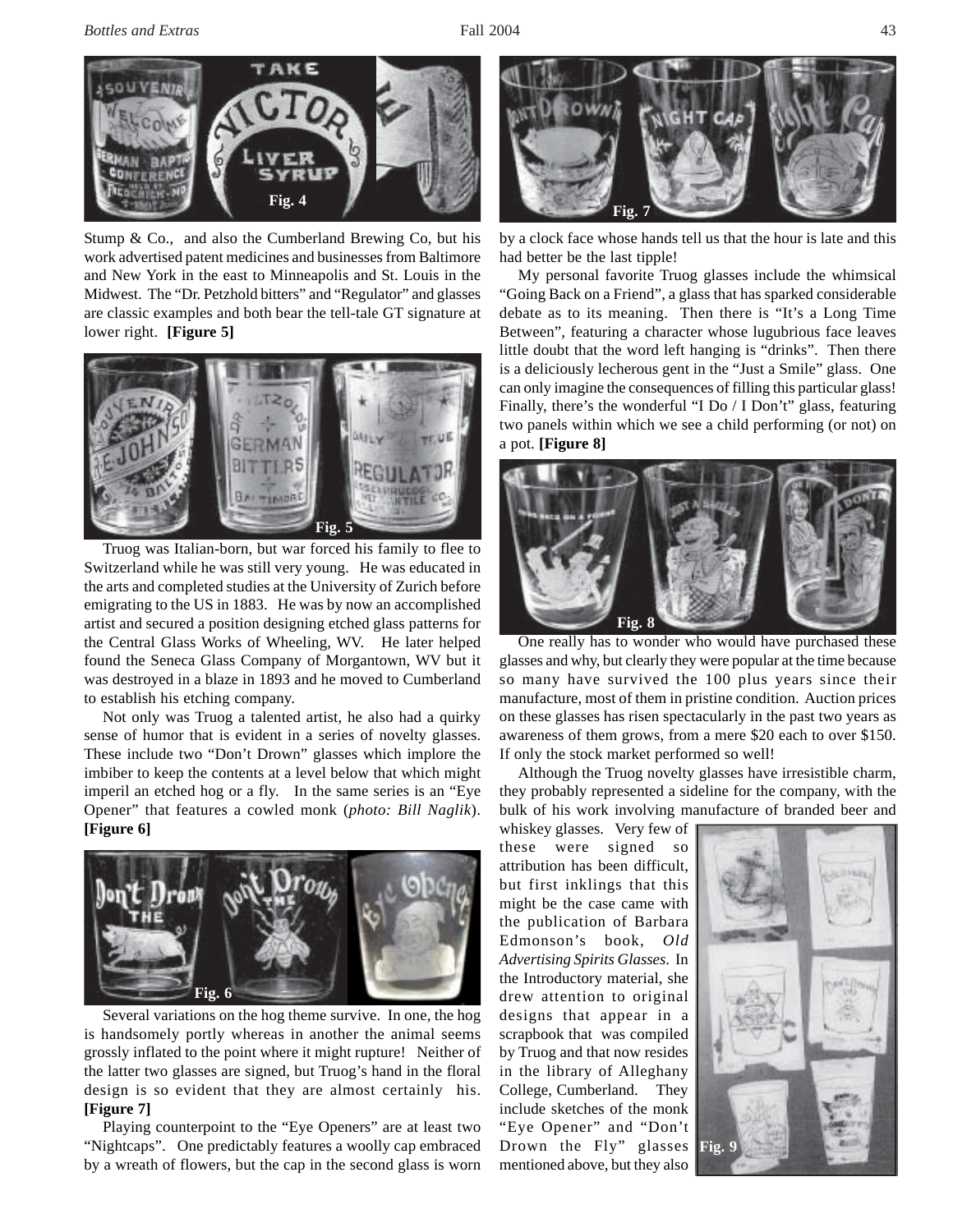Stump & Co., and also the Cumberland Brewing Co, but his work advertised patent medicines and businesses from Baltimore and New York in the east to Minneapolis and St. Louis in the Midwest. The "Dr. Petzhold bitters" and "Regulator" and glasses are classic examples and both bear the tell-tale GT signature at lower right. **[Figure 5]**

Truog was Italian-born, but war forced his family to flee to Switzerland while he was still very young. He was educated in the arts and completed studies at the University of Zurich before emigrating to the US in 1883. He was by now an accomplished artist and secured a position designing etched glass patterns for the Central Glass Works of Wheeling, WV. He later helped found the Seneca Glass Company of Morgantown, WV but it was destroyed in a blaze in 1893 and he moved to Cumberland to establish his etching company.

Not only was Truog a talented artist, he also had a quirky sense of humor that is evident in a series of novelty glasses. These include two "Don't Drown" glasses which implore the imbiber to keep the contents at a level below that which might imperil an etched hog or a fly. In the same series is an "Eye Opener" that features a cowled monk (*photo: Bill Naglik*). **[Figure 6]**

Several variations on the hog theme survive. In one, the hog is handsomely portly whereas in another the animal seems grossly inflated to the point where it might rupture! Neither of the latter two glasses are signed, but Truog's hand in the floral design is so evident that they are almost certainly his. **[Figure 7]**

Playing counterpoint to the "Eye Openers" are at least two "Nightcaps". One predictably features a woolly cap embraced by a wreath of flowers, but the cap in the second glass is worn by a clock face whose hands tell us that the hour is late and this had better be the last tipple!

My personal favorite Truog glasses include the whimsical "Going Back on a Friend", a glass that has sparked considerable debate as to its meaning. Then there is "It's a Long Time Between", featuring a character whose lugubrious face leaves little doubt that the word left hanging is "drinks". Then there is a deliciously lecherous gent in the "Just a Smile" glass. One can only imagine the consequences of filling this particular glass! Finally, there's the wonderful "I Do / I Don't" glass, featuring two panels within which we see a child performing (or not) on a pot. **[Figure 8]**

One really has to wonder who would have purchased these glasses and why, but clearly they were popular at the time because so many have survived the 100 plus years since their manufacture, most of them in pristine condition. Auction prices on these glasses has risen spectacularly in the past two years as awareness of them grows, from a mere $20 each to over $150. If only the stock market performed so well!

Although the Truog novelty glasses have irresistible charm, they probably represented a sideline for the company, with the bulk of his work involving manufacture of branded beer and whiskey glasses. Very few of these were signed so attribution has been difficult, but first inklings that this might be the case came with the publication of Barbara Edmonson's book, *Old Advertising Spirits Glasses*. In the Introductory material, she drew attention to original designs that appear in a scrapbook that was compiled by Truog and that now resides in the library of Alleghany College, Cumberland. They include sketches of the monk "Eye Opener" and "Don't Drown the Fly" glasses mentioned above, but they also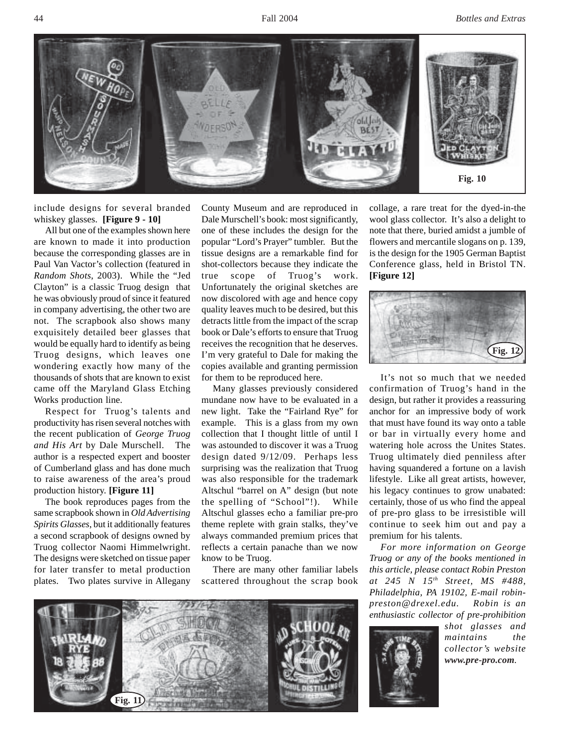include designs for several branded whiskey glasses. **[Figure 9 - 10]**

All but one of the examples shown here are known to made it into production because the corresponding glasses are in Paul Van Vactor's collection (featured in *Random Shots*, 2003). While the "Jed Clayton" is a classic Truog design that he was obviously proud of since it featured in company advertising, the other two are not. The scrapbook also shows many exquisitely detailed beer glasses that would be equally hard to identify as being Truog designs, which leaves one wondering exactly how many of the thousands of shots that are known to exist came off the Maryland Glass Etching Works production line.

Respect for Truog's talents and productivity has risen several notches with the recent publication of *George Truog and His Art* by Dale Murschell. The author is a respected expert and booster of Cumberland glass and has done much to raise awareness of the area's proud production history. **[Figure 11]**

The book reproduces pages from the same scrapbook shown in *Old Advertising Spirits Glasses*, but it additionally features a second scrapbook of designs owned by Truog collector Naomi Himmelwright. The designs were sketched on tissue paper for later transfer to metal production plates. Two plates survive in Allegany County Museum and are reproduced in Dale Murschell's book: most significantly, one of these includes the design for the popular "Lord's Prayer" tumbler. But the tissue designs are a remarkable find for shot-collectors because they indicate the true scope of Truog's work. Unfortunately the original sketches are now discolored with age and hence copy quality leaves much to be desired, but this detracts little from the impact of the scrap book or Dale's efforts to ensure that Truog receives the recognition that he deserves. I'm very grateful to Dale for making the copies available and granting permission for them to be reproduced here.

Many glasses previously considered mundane now have to be evaluated in a new light. Take the "Fairland Rye" for example. This is a glass from my own collection that I thought little of until I was astounded to discover it was a Truog design dated 9/12/09. Perhaps less surprising was the realization that Truog was also responsible for the trademark Altschul "barrel on A" design (but note the spelling of "School"!). While Altschul glasses echo a familiar pre-pro theme replete with grain stalks, they've always commanded premium prices that reflects a certain panache than we now know to be Truog.

There are many other familiar labels scattered throughout the scrap book collage, a rare treat for the dyed-in-the wool glass collector. It's also a delight to note that there, buried amidst a jumble of flowers and mercantile slogans on p. 139, is the design for the 1905 German Baptist Conference glass, held in Bristol TN. **[Figure 12]**

Fig. 10

Fig. 11

Fig. 12

It's not so much that we needed confirmation of Truog's hand in the design, but rather it provides a reassuring anchor for an impressive body of work that must have found its way onto a table or bar in virtually every home and watering hole across the Unites States. Truog ultimately died penniless after having squandered a fortune on a lavish lifestyle. Like all great artists, however, his legacy continues to grow unabated: certainly, those of us who find the appeal of pre-pro glass to be irresistible will continue to seek him out and pay a premium for his talents.

*For more information on George Truog or any of the books mentioned in this article, please contact Robin Preston at 245 N 15th Street, MS #488, Philadelphia, PA 19102, E-mail robin-preston@drexel.edu. Robin is an enthusiastic collector of pre-prohibition shot glasses and maintains the collector's website **www.pre-pro.com**.*